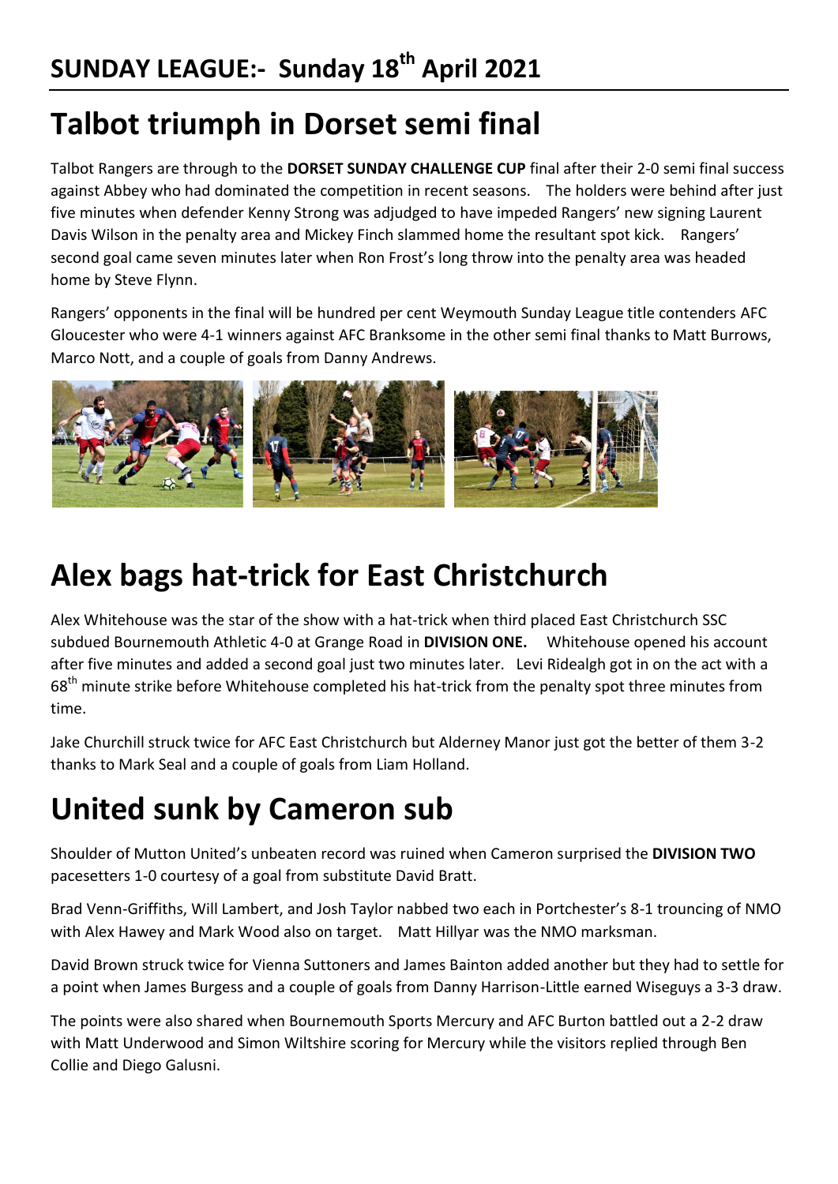# SUNDAY LEAGUE:- Sunday 18th April 2021

## Talbot triumph in Dorset semi final

Talbot Rangers are through to the **DORSET SUNDAY CHALLENGE CUP** final after their 2-0 semi final success against Abbey who had dominated the competition in recent seasons. The holders were behind after just five minutes when defender Kenny Strong was adjudged to have impeded Rangers' new signing Laurent Davis Wilson in the penalty area and Mickey Finch slammed home the resultant spot kick. Rangers' second goal came seven minutes later when Ron Frost's long throw into the penalty area was headed home by Steve Flynn.

Rangers' opponents in the final will be hundred per cent Weymouth Sunday League title contenders AFC Gloucester who were 4-1 winners against AFC Branksome in the other semi final thanks to Matt Burrows, Marco Nott, and a couple of goals from Danny Andrews.

## Alex bags hat-trick for East Christchurch

Alex Whitehouse was the star of the show with a hat-trick when third placed East Christchurch SSC subdued Bournemouth Athletic 4-0 at Grange Road in **DIVISION ONE.** Whitehouse opened his account after five minutes and added a second goal just two minutes later. Levi Ridealgh got in on the act with a 68th minute strike before Whitehouse completed his hat-trick from the penalty spot three minutes from time.

Jake Churchill struck twice for AFC East Christchurch but Alderney Manor just got the better of them 3-2 thanks to Mark Seal and a couple of goals from Liam Holland.

## United sunk by Cameron sub

Shoulder of Mutton United's unbeaten record was ruined when Cameron surprised the **DIVISION TWO** pacesetters 1-0 courtesy of a goal from substitute David Bratt.

Brad Venn-Griffiths, Will Lambert, and Josh Taylor nabbed two each in Portchester's 8-1 trouncing of NMO with Alex Hawey and Mark Wood also on target. Matt Hillyar was the NMO marksman.

David Brown struck twice for Vienna Suttoners and James Bainton added another but they had to settle for a point when James Burgess and a couple of goals from Danny Harrison-Little earned Wiseguys a 3-3 draw.

The points were also shared when Bournemouth Sports Mercury and AFC Burton battled out a 2-2 draw with Matt Underwood and Simon Wiltshire scoring for Mercury while the visitors replied through Ben Collie and Diego Galusni.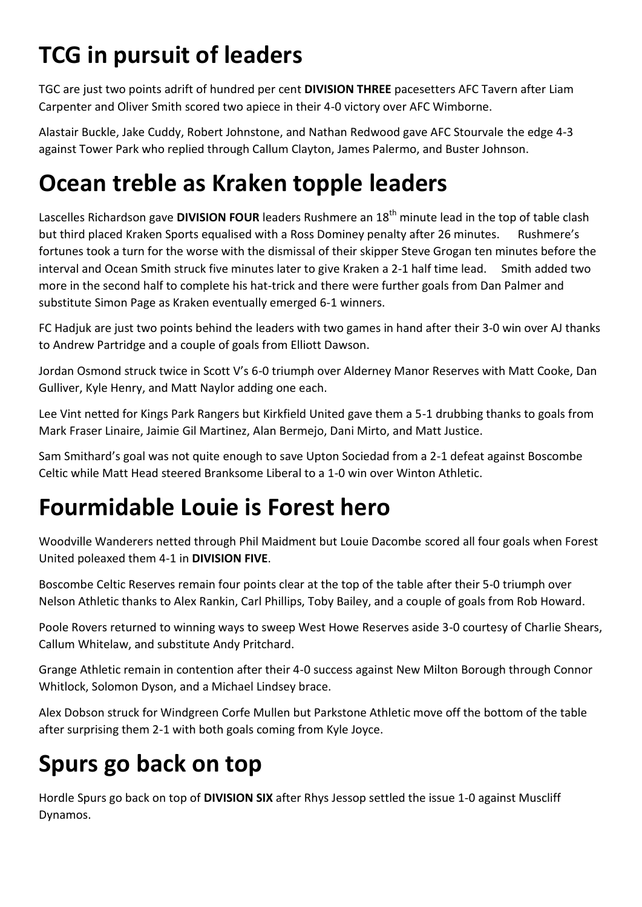# TCG in pursuit of leaders

TGC are just two points adrift of hundred per cent **DIVISION THREE** pacesetters AFC Tavern after Liam Carpenter and Oliver Smith scored two apiece in their 4-0 victory over AFC Wimborne.

Alastair Buckle, Jake Cuddy, Robert Johnstone, and Nathan Redwood gave AFC Stourvale the edge 4-3 against Tower Park who replied through Callum Clayton, James Palermo, and Buster Johnson.

# Ocean treble as Kraken topple leaders

Lascelles Richardson gave **DIVISION FOUR** leaders Rushmere an 18th minute lead in the top of table clash but third placed Kraken Sports equalised with a Ross Dominey penalty after 26 minutes. Rushmere's fortunes took a turn for the worse with the dismissal of their skipper Steve Grogan ten minutes before the interval and Ocean Smith struck five minutes later to give Kraken a 2-1 half time lead. Smith added two more in the second half to complete his hat-trick and there were further goals from Dan Palmer and substitute Simon Page as Kraken eventually emerged 6-1 winners.

FC Hadjuk are just two points behind the leaders with two games in hand after their 3-0 win over AJ thanks to Andrew Partridge and a couple of goals from Elliott Dawson.

Jordan Osmond struck twice in Scott V's 6-0 triumph over Alderney Manor Reserves with Matt Cooke, Dan Gulliver, Kyle Henry, and Matt Naylor adding one each.

Lee Vint netted for Kings Park Rangers but Kirkfield United gave them a 5-1 drubbing thanks to goals from Mark Fraser Linaire, Jaimie Gil Martinez, Alan Bermejo, Dani Mirto, and Matt Justice.

Sam Smithard's goal was not quite enough to save Upton Sociedad from a 2-1 defeat against Boscombe Celtic while Matt Head steered Branksome Liberal to a 1-0 win over Winton Athletic.

# Fourmidable Louie is Forest hero

Woodville Wanderers netted through Phil Maidment but Louie Dacombe scored all four goals when Forest United poleaxed them 4-1 in **DIVISION FIVE**.

Boscombe Celtic Reserves remain four points clear at the top of the table after their 5-0 triumph over Nelson Athletic thanks to Alex Rankin, Carl Phillips, Toby Bailey, and a couple of goals from Rob Howard.

Poole Rovers returned to winning ways to sweep West Howe Reserves aside 3-0 courtesy of Charlie Shears, Callum Whitelaw, and substitute Andy Pritchard.

Grange Athletic remain in contention after their 4-0 success against New Milton Borough through Connor Whitlock, Solomon Dyson, and a Michael Lindsey brace.

Alex Dobson struck for Windgreen Corfe Mullen but Parkstone Athletic move off the bottom of the table after surprising them 2-1 with both goals coming from Kyle Joyce.

# Spurs go back on top

Hordle Spurs go back on top of **DIVISION SIX** after Rhys Jessop settled the issue 1-0 against Muscliff Dynamos.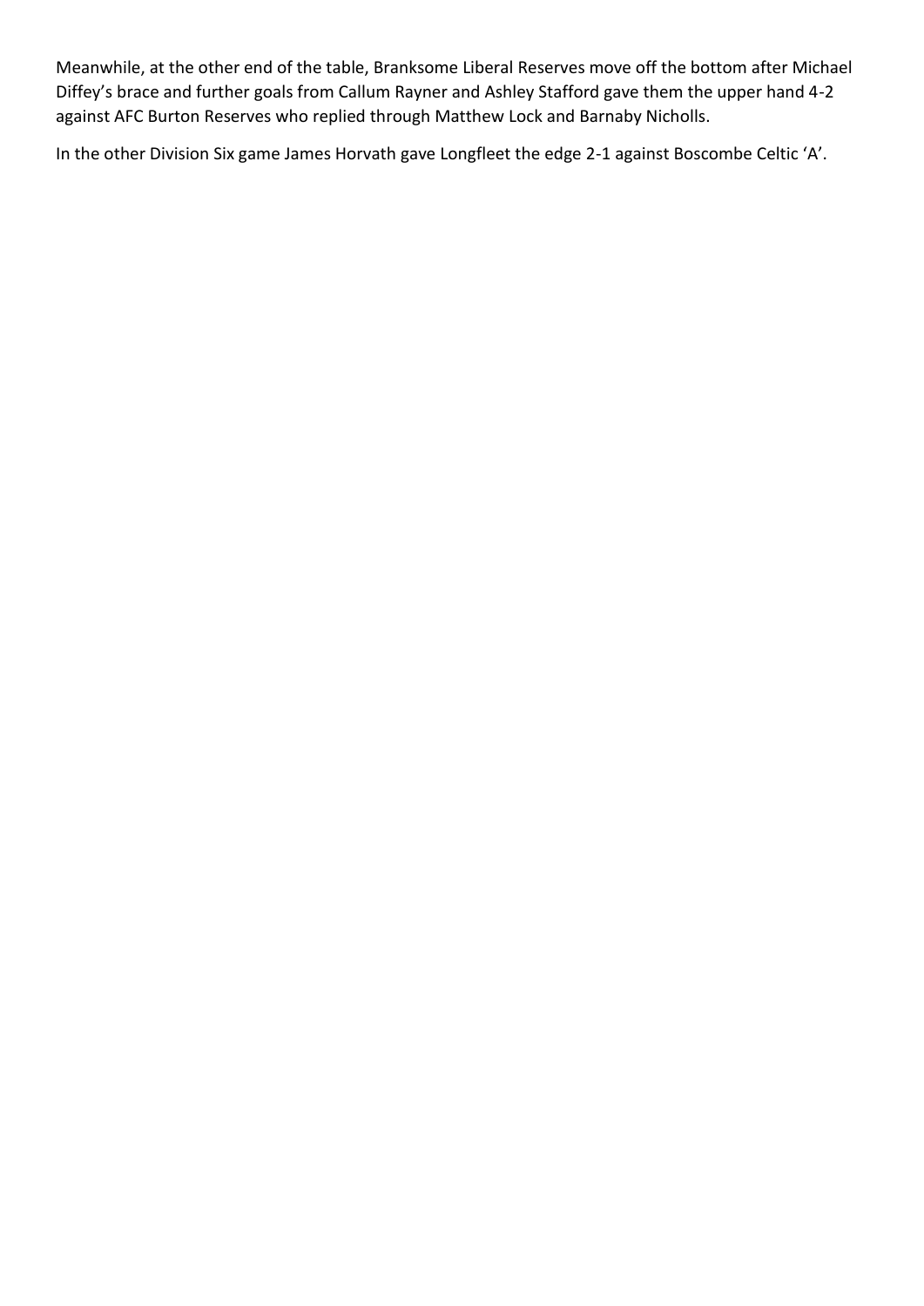Meanwhile, at the other end of the table, Branksome Liberal Reserves move off the bottom after Michael Diffey's brace and further goals from Callum Rayner and Ashley Stafford gave them the upper hand 4-2 against AFC Burton Reserves who replied through Matthew Lock and Barnaby Nicholls.

In the other Division Six game James Horvath gave Longfleet the edge 2-1 against Boscombe Celtic 'A'.